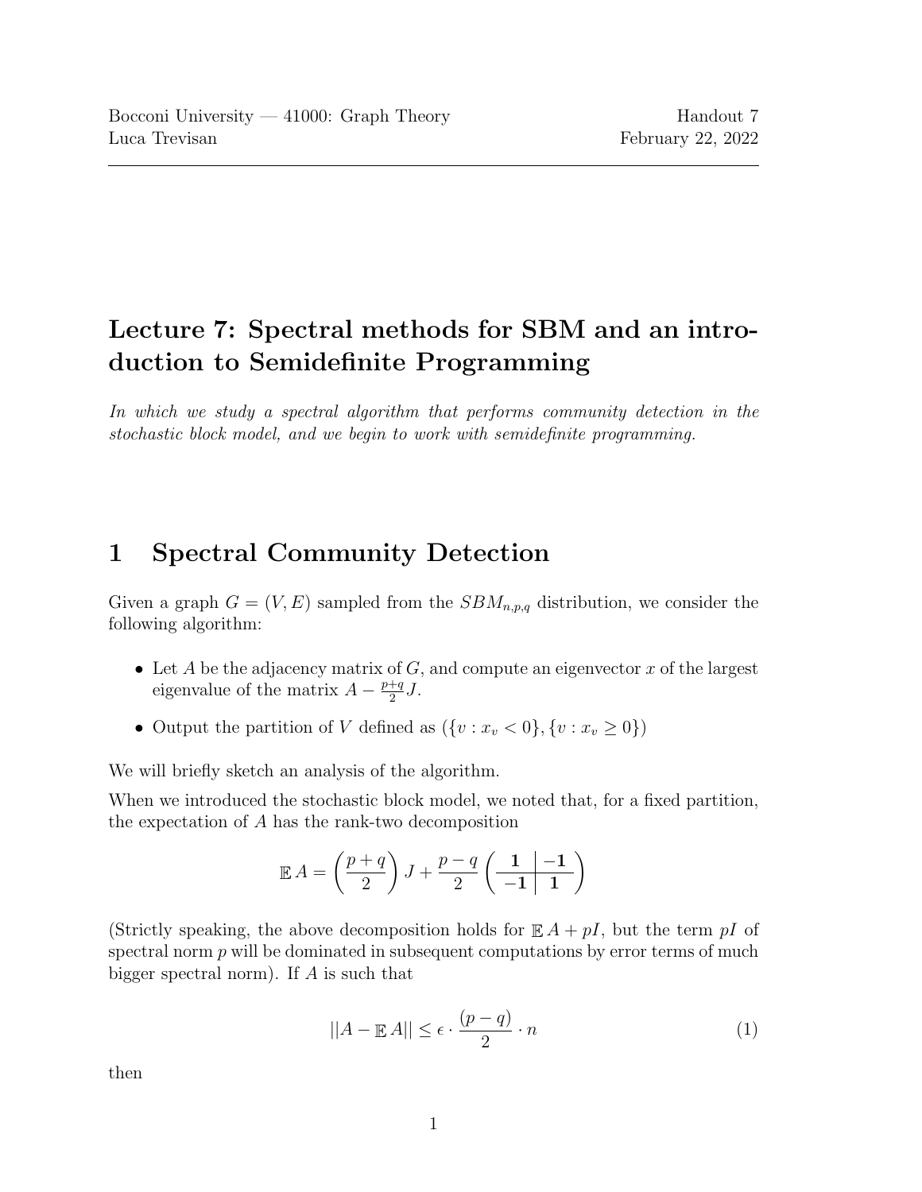Bocconi University — 41000: Graph Theory
Luca Trevisan

Handout 7
February 22, 2022

---

# Lecture 7: Spectral methods for SBM and an introduction to Semidefinite Programming

*In which we study a spectral algorithm that performs community detection in the stochastic block model, and we begin to work with semidefinite programming.*

## 1 Spectral Community Detection

Given a graph $G = (V, E)$ sampled from the $SBM_{n,p,q}$ distribution, we consider the following algorithm:

- Let $A$ be the adjacency matrix of $G$, and compute an eigenvector $x$ of the largest eigenvalue of the matrix $A - \frac{p+q}{2}J$.
- Output the partition of $V$ defined as $(\{v : x_v < 0\}, \{v : x_v \geq 0\})$

We will briefly sketch an analysis of the algorithm.

When we introduced the stochastic block model, we noted that, for a fixed partition, the expectation of $A$ has the rank-two decomposition

$$\mathbb{E}\, A = \left(\frac{p+q}{2}\right) J + \frac{p-q}{2} \left(\begin{array}{c|c} \mathbf{1} & -\mathbf{1} \\ \hline -\mathbf{1} & \mathbf{1} \end{array}\right)$$

(Strictly speaking, the above decomposition holds for $\mathbb{E}\, A + pI$, but the term $pI$ of spectral norm $p$ will be dominated in subsequent computations by error terms of much bigger spectral norm). If $A$ is such that

$$||A - \mathbb{E}\, A|| \leq \epsilon \cdot \frac{(p-q)}{2} \cdot n \tag{1}$$

then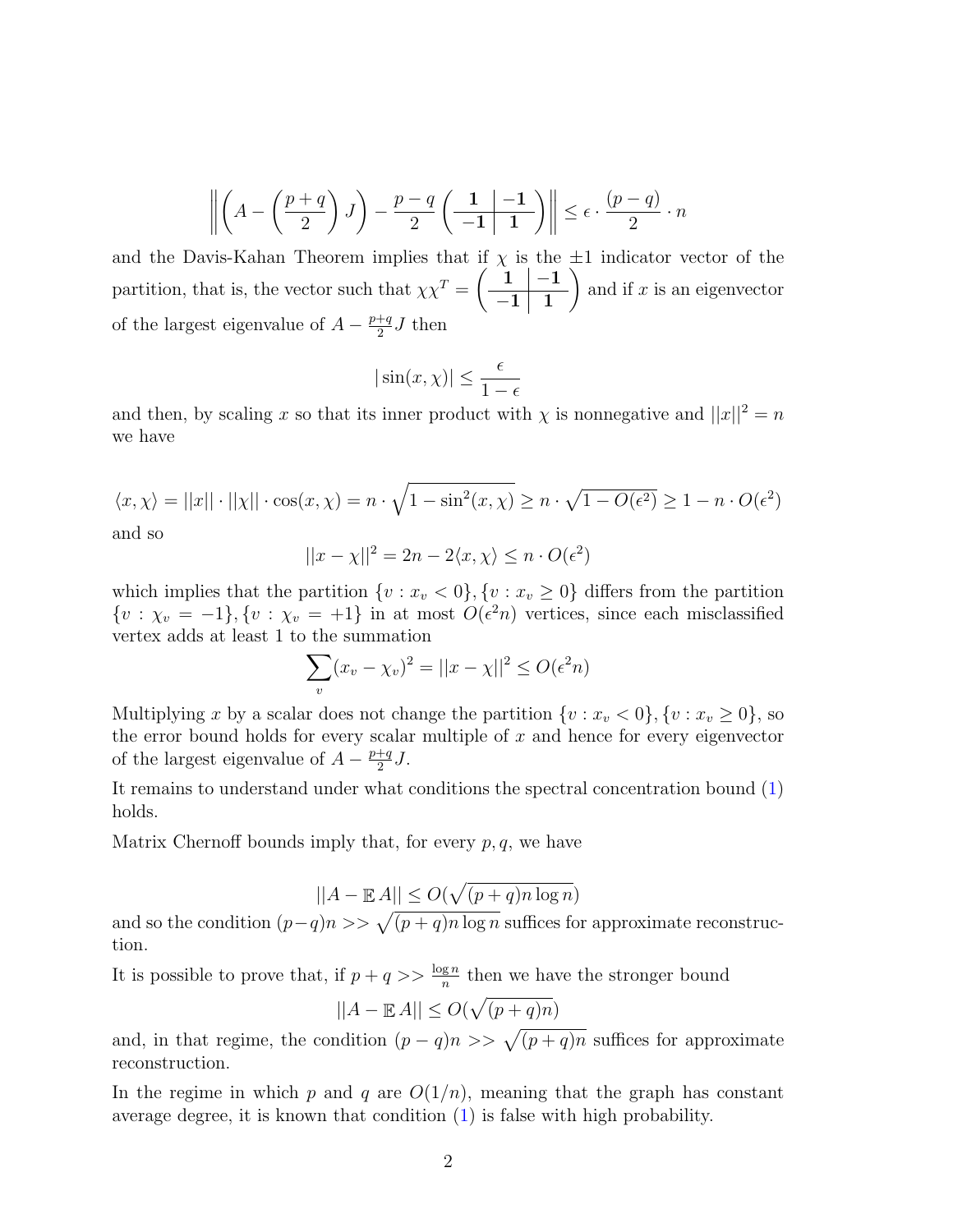$$\left\| \left( A - \left( \frac{p+q}{2} \right) J \right) - \frac{p-q}{2} \left( \begin{array}{c|c} \mathbf{1} & \mathbf{-1} \\ \hline \mathbf{-1} & \mathbf{1} \end{array} \right) \right\| \leq \epsilon \cdot \frac{(p-q)}{2} \cdot n$$

and the Davis-Kahan Theorem implies that if $\chi$ is the $\pm 1$ indicator vector of the partition, that is, the vector such that $\chi\chi^T = \left( \begin{array}{c|c} \mathbf{1} & \mathbf{-1} \\ \hline \mathbf{-1} & \mathbf{1} \end{array} \right)$ and if $x$ is an eigenvector of the largest eigenvalue of $A - \frac{p+q}{2} J$ then

$$|\sin(x, \chi)| \leq \frac{\epsilon}{1 - \epsilon}$$

and then, by scaling $x$ so that its inner product with $\chi$ is nonnegative and $||x||^2 = n$ we have

$$\langle x, \chi \rangle = ||x|| \cdot ||\chi|| \cdot \cos(x, \chi) = n \cdot \sqrt{1 - \sin^2(x, \chi)} \geq n \cdot \sqrt{1 - O(\epsilon^2)} \geq 1 - n \cdot O(\epsilon^2)$$

and so

$$||x - \chi||^2 = 2n - 2\langle x, \chi \rangle \leq n \cdot O(\epsilon^2)$$

which implies that the partition $\{v : x_v < 0\}, \{v : x_v \geq 0\}$ differs from the partition $\{v : \chi_v = -1\}, \{v : \chi_v = +1\}$ in at most $O(\epsilon^2 n)$ vertices, since each misclassified vertex adds at least 1 to the summation

$$\sum_v (x_v - \chi_v)^2 = ||x - \chi||^2 \leq O(\epsilon^2 n)$$

Multiplying $x$ by a scalar does not change the partition $\{v : x_v < 0\}, \{v : x_v \geq 0\}$, so the error bound holds for every scalar multiple of $x$ and hence for every eigenvector of the largest eigenvalue of $A - \frac{p+q}{2} J$.

It remains to understand under what conditions the spectral concentration bound (1) holds.

Matrix Chernoff bounds imply that, for every $p, q$, we have

$$||A - \mathbb{E}\, A|| \leq O(\sqrt{(p+q) n \log n})$$

and so the condition $(p-q)n >> \sqrt{(p+q)n \log n}$ suffices for approximate reconstruction.

It is possible to prove that, if $p + q >> \frac{\log n}{n}$ then we have the stronger bound

$$||A - \mathbb{E}\, A|| \leq O(\sqrt{(p+q)n})$$

and, in that regime, the condition $(p-q)n >> \sqrt{(p+q)n}$ suffices for approximate reconstruction.

In the regime in which $p$ and $q$ are $O(1/n)$, meaning that the graph has constant average degree, it is known that condition (1) is false with high probability.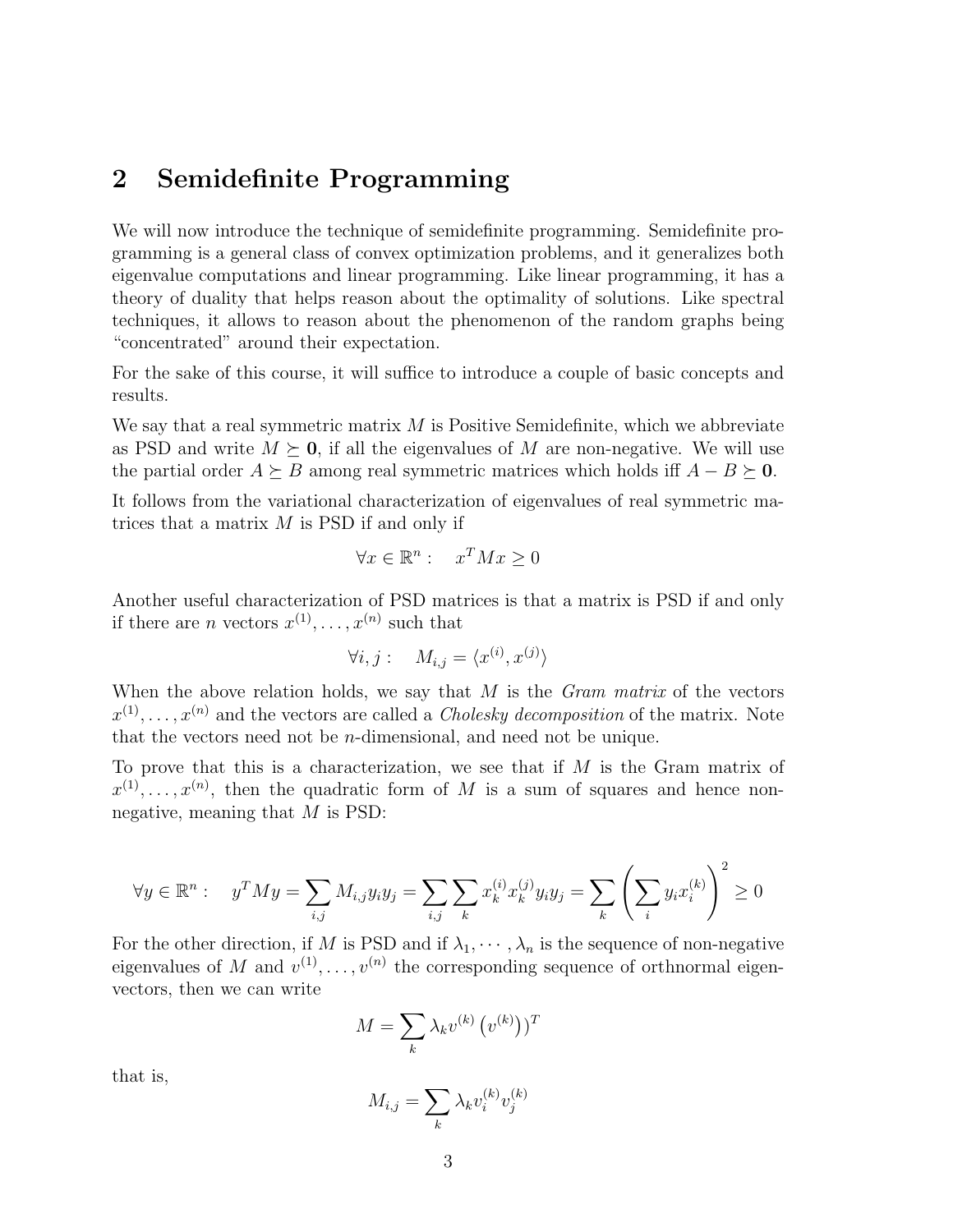## 2 Semidefinite Programming

We will now introduce the technique of semidefinite programming. Semidefinite programming is a general class of convex optimization problems, and it generalizes both eigenvalue computations and linear programming. Like linear programming, it has a theory of duality that helps reason about the optimality of solutions. Like spectral techniques, it allows to reason about the phenomenon of the random graphs being "concentrated" around their expectation.

For the sake of this course, it will suffice to introduce a couple of basic concepts and results.

We say that a real symmetric matrix $M$ is Positive Semidefinite, which we abbreviate as PSD and write $M \succeq \mathbf{0}$, if all the eigenvalues of $M$ are non-negative. We will use the partial order $A \succeq B$ among real symmetric matrices which holds iff $A - B \succeq \mathbf{0}$.

It follows from the variational characterization of eigenvalues of real symmetric matrices that a matrix $M$ is PSD if and only if

$$\forall x \in \mathbb{R}^n : \quad x^T M x \geq 0$$

Another useful characterization of PSD matrices is that a matrix is PSD if and only if there are $n$ vectors $x^{(1)}, \ldots, x^{(n)}$ such that

$$\forall i, j : \quad M_{i,j} = \langle x^{(i)}, x^{(j)} \rangle$$

When the above relation holds, we say that $M$ is the *Gram matrix* of the vectors $x^{(1)}, \ldots, x^{(n)}$ and the vectors are called a *Cholesky decomposition* of the matrix. Note that the vectors need not be $n$-dimensional, and need not be unique.

To prove that this is a characterization, we see that if $M$ is the Gram matrix of $x^{(1)}, \ldots, x^{(n)}$, then the quadratic form of $M$ is a sum of squares and hence non-negative, meaning that $M$ is PSD:

$$\forall y \in \mathbb{R}^n : \quad y^T M y = \sum_{i,j} M_{i,j} y_i y_j = \sum_{i,j} \sum_k x_k^{(i)} x_k^{(j)} y_i y_j = \sum_k \left( \sum_i y_i x_i^{(k)} \right)^2 \geq 0$$

For the other direction, if $M$ is PSD and if $\lambda_1, \cdots, \lambda_n$ is the sequence of non-negative eigenvalues of $M$ and $v^{(1)}, \ldots, v^{(n)}$ the corresponding sequence of orthnormal eigenvectors, then we can write

$$M = \sum_k \lambda_k v^{(k)} \left( v^{(k)} \right)^T$$

that is,

$$M_{i,j} = \sum_k \lambda_k v_i^{(k)} v_j^{(k)}$$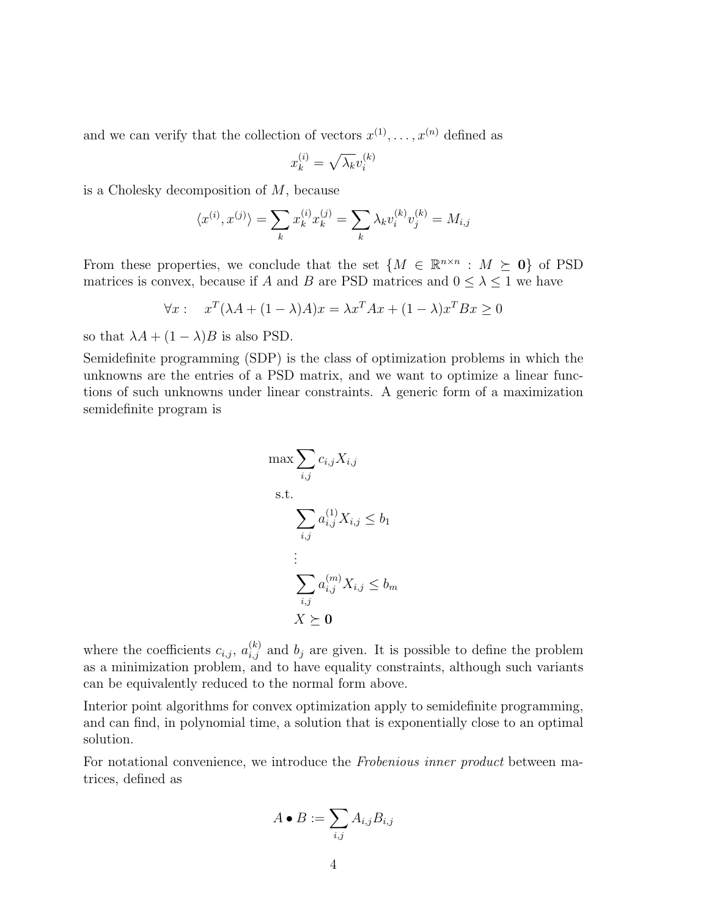and we can verify that the collection of vectors $x^{(1)}, \ldots, x^{(n)}$ defined as

$$x_k^{(i)} = \sqrt{\lambda_k} v_i^{(k)}$$

is a Cholesky decomposition of $M$, because

$$\langle x^{(i)}, x^{(j)} \rangle = \sum_k x_k^{(i)} x_k^{(j)} = \sum_k \lambda_k v_i^{(k)} v_j^{(k)} = M_{i,j}$$

From these properties, we conclude that the set $\{M \in \mathbb{R}^{n \times n} : M \succeq \mathbf{0}\}$ of PSD matrices is convex, because if $A$ and $B$ are PSD matrices and $0 \leq \lambda \leq 1$ we have

$$\forall x : \quad x^T(\lambda A + (1-\lambda)A)x = \lambda x^T A x + (1-\lambda) x^T B x \geq 0$$

so that $\lambda A + (1-\lambda)B$ is also PSD.

Semidefinite programming (SDP) is the class of optimization problems in which the unknowns are the entries of a PSD matrix, and we want to optimize a linear functions of such unknowns under linear constraints. A generic form of a maximization semidefinite program is

$$
\begin{aligned}
\max & \sum_{i,j} c_{i,j} X_{i,j} \\
\text{s.t.} & \\
& \sum_{i,j} a_{i,j}^{(1)} X_{i,j} \leq b_1 \\
& \vdots \\
& \sum_{i,j} a_{i,j}^{(m)} X_{i,j} \leq b_m \\
& X \succeq \mathbf{0}
\end{aligned}
$$

where the coefficients $c_{i,j}$, $a_{i,j}^{(k)}$ and $b_j$ are given. It is possible to define the problem as a minimization problem, and to have equality constraints, although such variants can be equivalently reduced to the normal form above.

Interior point algorithms for convex optimization apply to semidefinite programming, and can find, in polynomial time, a solution that is exponentially close to an optimal solution.

For notational convenience, we introduce the *Frobenious inner product* between matrices, defined as

$$A \bullet B := \sum_{i,j} A_{i,j} B_{i,j}$$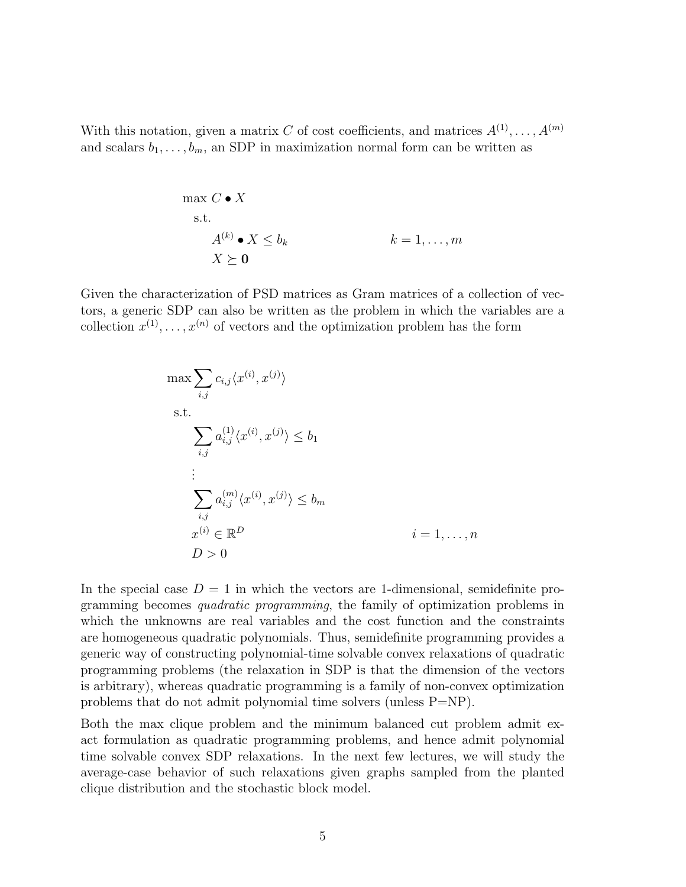With this notation, given a matrix $C$ of cost coefficients, and matrices $A^{(1)}, \ldots, A^{(m)}$ and scalars $b_1, \ldots, b_m$, an SDP in maximization normal form can be written as

$$
\begin{aligned}
\max\ & C \bullet X \\
\text{s.t.}\ & \\
& A^{(k)} \bullet X \leq b_k \qquad\qquad k = 1, \ldots, m \\
& X \succeq \mathbf{0}
\end{aligned}
$$

Given the characterization of PSD matrices as Gram matrices of a collection of vectors, a generic SDP can also be written as the problem in which the variables are a collection $x^{(1)}, \ldots, x^{(n)}$ of vectors and the optimization problem has the form

$$
\begin{aligned}
\max & \sum_{i,j} c_{i,j} \langle x^{(i)}, x^{(j)} \rangle \\
\text{s.t.}\ & \\
& \sum_{i,j} a^{(1)}_{i,j} \langle x^{(i)}, x^{(j)} \rangle \leq b_1 \\
& \vdots \\
& \sum_{i,j} a^{(m)}_{i,j} \langle x^{(i)}, x^{(j)} \rangle \leq b_m \\
& x^{(i)} \in \mathbb{R}^D \qquad\qquad i = 1, \ldots, n \\
& D > 0
\end{aligned}
$$

In the special case $D = 1$ in which the vectors are 1-dimensional, semidefinite programming becomes *quadratic programming*, the family of optimization problems in which the unknowns are real variables and the cost function and the constraints are homogeneous quadratic polynomials. Thus, semidefinite programming provides a generic way of constructing polynomial-time solvable convex relaxations of quadratic programming problems (the relaxation in SDP is that the dimension of the vectors is arbitrary), whereas quadratic programming is a family of non-convex optimization problems that do not admit polynomial time solvers (unless P=NP).

Both the max clique problem and the minimum balanced cut problem admit exact formulation as quadratic programming problems, and hence admit polynomial time solvable convex SDP relaxations. In the next few lectures, we will study the average-case behavior of such relaxations given graphs sampled from the planted clique distribution and the stochastic block model.